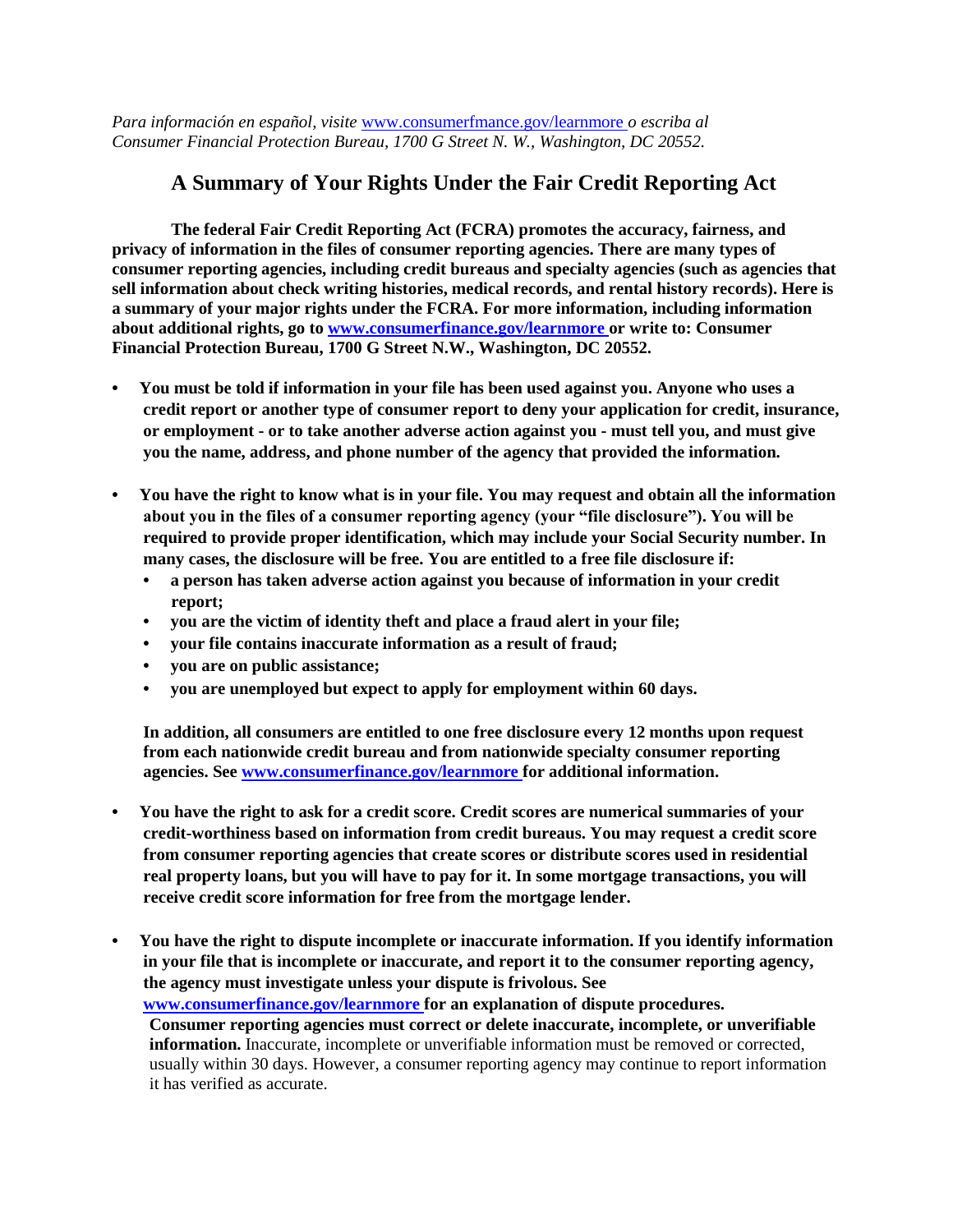*Para información en español, visite* www.consumerfmance.gov/learnmore *o escriba al Consumer Financial Protection Bureau, 1700 G Street N. W., Washington, DC 20552.*

## A Summary of Your Rights Under the Fair Credit Reporting Act

**The federal Fair Credit Reporting Act (FCRA) promotes the accuracy, fairness, and privacy of information in the files of consumer reporting agencies. There are many types of consumer reporting agencies, including credit bureaus and specialty agencies (such as agencies that sell information about check writing histories, medical records, and rental history records). Here is a summary of your major rights under the FCRA. For more information, including information about additional rights, go to www.consumerfinance.gov/learnmore or write to: Consumer Financial Protection Bureau, 1700 G Street N.W., Washington, DC 20552.**

- **You must be told if information in your file has been used against you. Anyone who uses a credit report or another type of consumer report to deny your application for credit, insurance, or employment - or to take another adverse action against you - must tell you, and must give you the name, address, and phone number of the agency that provided the information.**

- **You have the right to know what is in your file. You may request and obtain all the information about you in the files of a consumer reporting agency (your "file disclosure"). You will be required to provide proper identification, which may include your Social Security number. In many cases, the disclosure will be free. You are entitled to a free file disclosure if:**
  - **a person has taken adverse action against you because of information in your credit report;**
  - **you are the victim of identity theft and place a fraud alert in your file;**
  - **your file contains inaccurate information as a result of fraud;**
  - **you are on public assistance;**
  - **you are unemployed but expect to apply for employment within 60 days.**

  **In addition, all consumers are entitled to one free disclosure every 12 months upon request from each nationwide credit bureau and from nationwide specialty consumer reporting agencies. See www.consumerfinance.gov/learnmore for additional information.**

- **You have the right to ask for a credit score. Credit scores are numerical summaries of your credit-worthiness based on information from credit bureaus. You may request a credit score from consumer reporting agencies that create scores or distribute scores used in residential real property loans, but you will have to pay for it. In some mortgage transactions, you will receive credit score information for free from the mortgage lender.**

- **You have the right to dispute incomplete or inaccurate information. If you identify information in your file that is incomplete or inaccurate, and report it to the consumer reporting agency, the agency must investigate unless your dispute is frivolous. See www.consumerfinance.gov/learnmore for an explanation of dispute procedures.**

  **Consumer reporting agencies must correct or delete inaccurate, incomplete, or unverifiable information.** Inaccurate, incomplete or unverifiable information must be removed or corrected, usually within 30 days. However, a consumer reporting agency may continue to report information it has verified as accurate.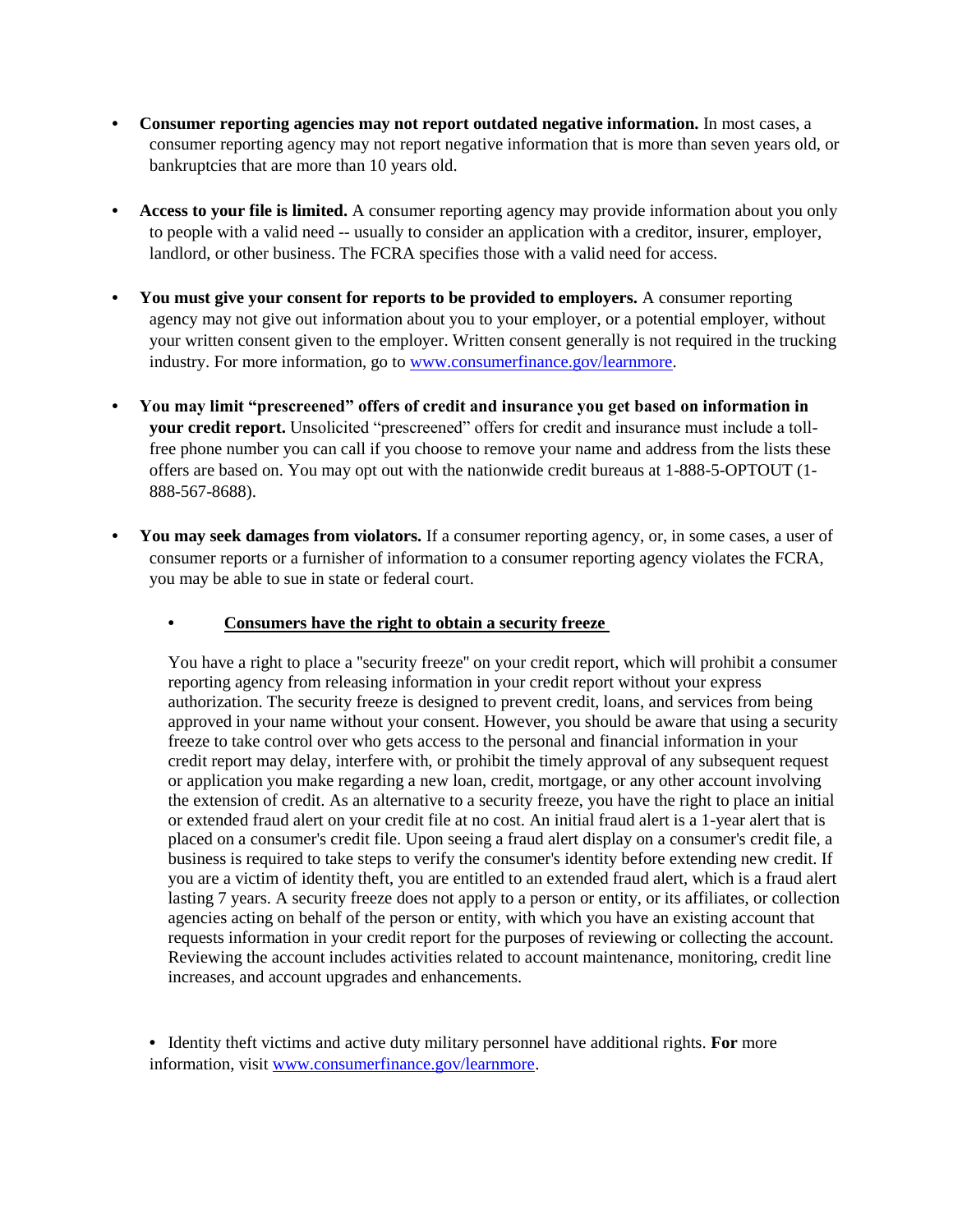- **Consumer reporting agencies may not report outdated negative information.** In most cases, a consumer reporting agency may not report negative information that is more than seven years old, or bankruptcies that are more than 10 years old.

- **Access to your file is limited.** A consumer reporting agency may provide information about you only to people with a valid need -- usually to consider an application with a creditor, insurer, employer, landlord, or other business. The FCRA specifies those with a valid need for access.

- **You must give your consent for reports to be provided to employers.** A consumer reporting agency may not give out information about you to your employer, or a potential employer, without your written consent given to the employer. Written consent generally is not required in the trucking industry. For more information, go to [www.consumerfinance.gov/learnmore](www.consumerfinance.gov/learnmore).

- **You may limit "prescreened" offers of credit and insurance you get based on information in your credit report.** Unsolicited "prescreened" offers for credit and insurance must include a toll-free phone number you can call if you choose to remove your name and address from the lists these offers are based on. You may opt out with the nationwide credit bureaus at 1-888-5-OPTOUT (1-888-567-8688).

- **You may seek damages from violators.** If a consumer reporting agency, or, in some cases, a user of consumer reports or a furnisher of information to a consumer reporting agency violates the FCRA, you may be able to sue in state or federal court.

  - **<u>Consumers have the right to obtain a security freeze</u>**

  You have a right to place a "security freeze" on your credit report, which will prohibit a consumer reporting agency from releasing information in your credit report without your express authorization. The security freeze is designed to prevent credit, loans, and services from being approved in your name without your consent. However, you should be aware that using a security freeze to take control over who gets access to the personal and financial information in your credit report may delay, interfere with, or prohibit the timely approval of any subsequent request or application you make regarding a new loan, credit, mortgage, or any other account involving the extension of credit. As an alternative to a security freeze, you have the right to place an initial or extended fraud alert on your credit file at no cost. An initial fraud alert is a 1-year alert that is placed on a consumer's credit file. Upon seeing a fraud alert display on a consumer's credit file, a business is required to take steps to verify the consumer's identity before extending new credit. If you are a victim of identity theft, you are entitled to an extended fraud alert, which is a fraud alert lasting 7 years. A security freeze does not apply to a person or entity, or its affiliates, or collection agencies acting on behalf of the person or entity, with which you have an existing account that requests information in your credit report for the purposes of reviewing or collecting the account. Reviewing the account includes activities related to account maintenance, monitoring, credit line increases, and account upgrades and enhancements.

- Identity theft victims and active duty military personnel have additional rights. **For** more information, visit [www.consumerfinance.gov/learnmore](www.consumerfinance.gov/learnmore).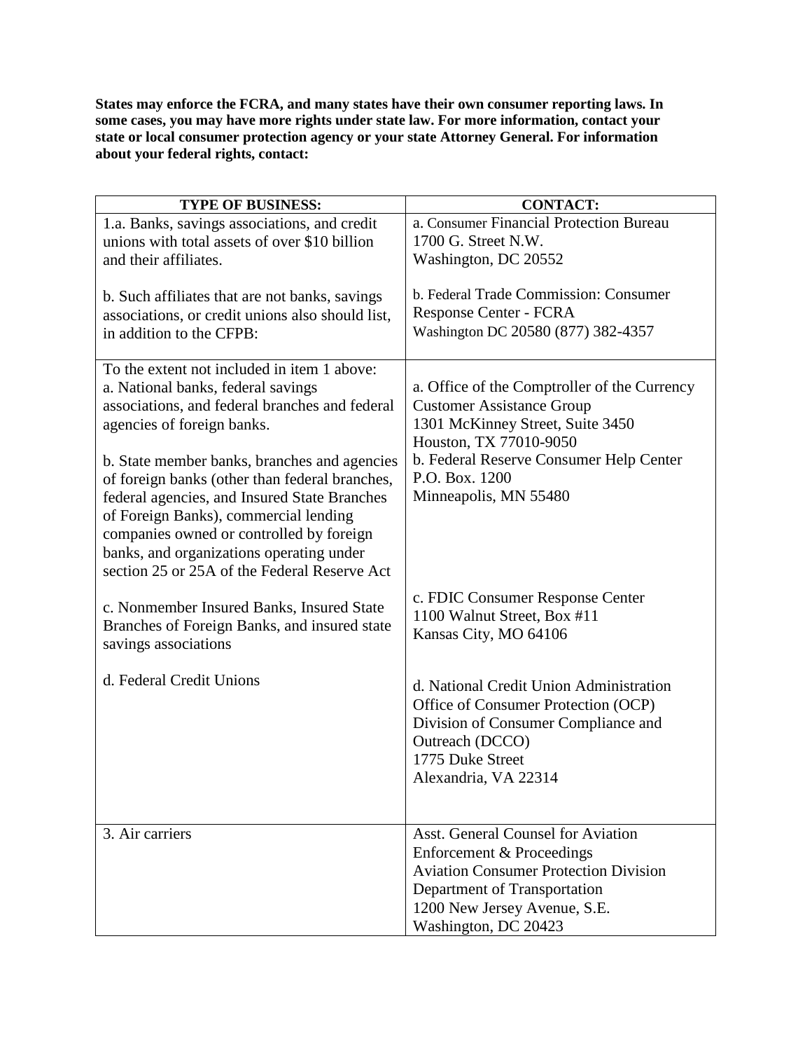**States may enforce the FCRA, and many states have their own consumer reporting laws. In some cases, you may have more rights under state law. For more information, contact your state or local consumer protection agency or your state Attorney General. For information about your federal rights, contact:**

| TYPE OF BUSINESS: | CONTACT: |
|---|---|
| 1.a. Banks, savings associations, and credit unions with total assets of over $10 billion and their affiliates.<br><br>b. Such affiliates that are not banks, savings associations, or credit unions also should list, in addition to the CFPB: | a. Consumer Financial Protection Bureau<br>1700 G. Street N.W.<br>Washington, DC 20552<br><br>b. Federal Trade Commission: Consumer Response Center - FCRA<br>Washington DC 20580 (877) 382-4357 |
| To the extent not included in item 1 above:<br>a. National banks, federal savings associations, and federal branches and federal agencies of foreign banks.<br><br>b. State member banks, branches and agencies of foreign banks (other than federal branches, federal agencies, and Insured State Branches of Foreign Banks), commercial lending companies owned or controlled by foreign banks, and organizations operating under section 25 or 25A of the Federal Reserve Act<br><br>c. Nonmember Insured Banks, Insured State Branches of Foreign Banks, and insured state savings associations<br><br>d. Federal Credit Unions | a. Office of the Comptroller of the Currency<br>Customer Assistance Group<br>1301 McKinney Street, Suite 3450<br>Houston, TX 77010-9050<br>b. Federal Reserve Consumer Help Center<br>P.O. Box. 1200<br>Minneapolis, MN 55480<br><br>c. FDIC Consumer Response Center<br>1100 Walnut Street, Box #11<br>Kansas City, MO 64106<br><br>d. National Credit Union Administration<br>Office of Consumer Protection (OCP)<br>Division of Consumer Compliance and Outreach (DCCO)<br>1775 Duke Street<br>Alexandria, VA 22314 |
| 3. Air carriers | Asst. General Counsel for Aviation Enforcement & Proceedings<br>Aviation Consumer Protection Division<br>Department of Transportation<br>1200 New Jersey Avenue, S.E.<br>Washington, DC 20423 |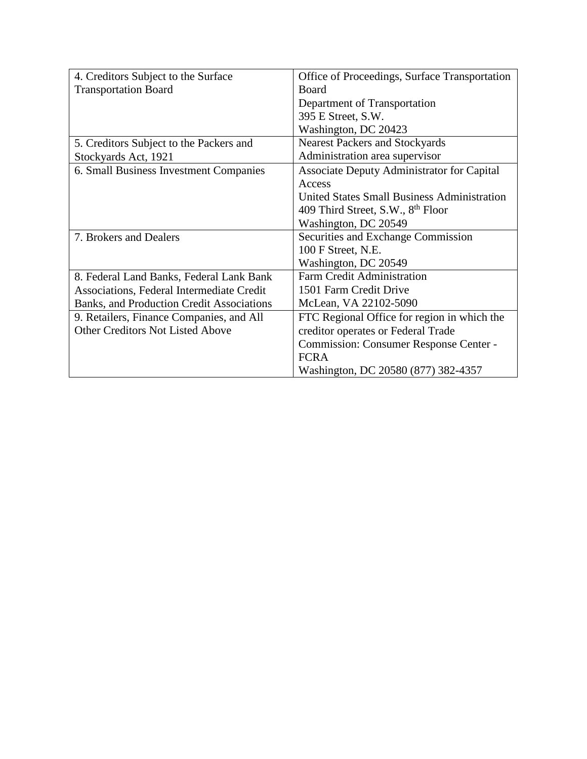| | |
|---|---|
| 4. Creditors Subject to the Surface Transportation Board | Office of Proceedings, Surface Transportation Board<br>Department of Transportation<br>395 E Street, S.W.<br>Washington, DC 20423 |
| 5. Creditors Subject to the Packers and Stockyards Act, 1921 | Nearest Packers and Stockyards Administration area supervisor |
| 6. Small Business Investment Companies | Associate Deputy Administrator for Capital Access<br>United States Small Business Administration<br>409 Third Street, S.W., 8th Floor<br>Washington, DC 20549 |
| 7. Brokers and Dealers | Securities and Exchange Commission<br>100 F Street, N.E.<br>Washington, DC 20549 |
| 8. Federal Land Banks, Federal Lank Bank Associations, Federal Intermediate Credit Banks, and Production Credit Associations | Farm Credit Administration<br>1501 Farm Credit Drive<br>McLean, VA 22102-5090 |
| 9. Retailers, Finance Companies, and All Other Creditors Not Listed Above | FTC Regional Office for region in which the creditor operates or Federal Trade Commission: Consumer Response Center - FCRA<br>Washington, DC 20580 (877) 382-4357 |